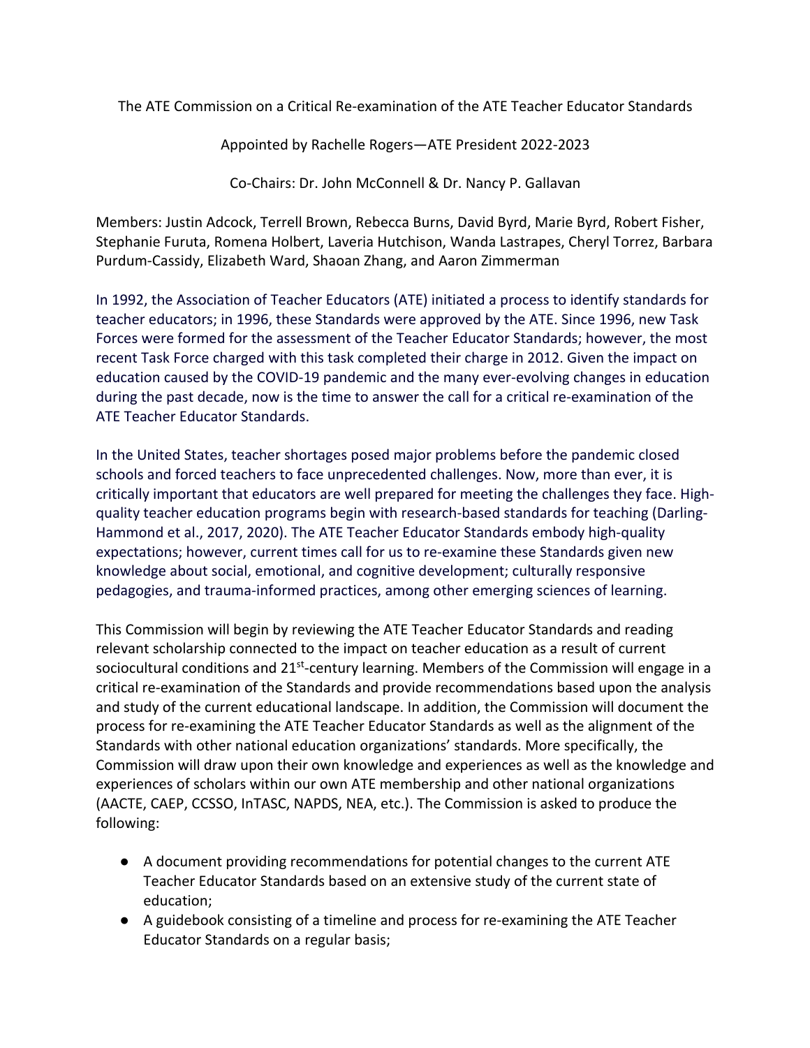The ATE Commission on a Critical Re-examination of the ATE Teacher Educator Standards

Appointed by Rachelle Rogers—ATE President 2022-2023

Co-Chairs: Dr. John McConnell & Dr. Nancy P. Gallavan

Members: Justin Adcock, Terrell Brown, Rebecca Burns, David Byrd, Marie Byrd, Robert Fisher, Stephanie Furuta, Romena Holbert, Laveria Hutchison, Wanda Lastrapes, Cheryl Torrez, Barbara Purdum-Cassidy, Elizabeth Ward, Shaoan Zhang, and Aaron Zimmerman

In 1992, the Association of Teacher Educators (ATE) initiated a process to identify standards for teacher educators; in 1996, these Standards were approved by the ATE. Since 1996, new Task Forces were formed for the assessment of the Teacher Educator Standards; however, the most recent Task Force charged with this task completed their charge in 2012. Given the impact on education caused by the COVID-19 pandemic and the many ever-evolving changes in education during the past decade, now is the time to answer the call for a critical re-examination of the ATE Teacher Educator Standards.

In the United States, teacher shortages posed major problems before the pandemic closed schools and forced teachers to face unprecedented challenges. Now, more than ever, it is critically important that educators are well prepared for meeting the challenges they face. High-quality teacher education programs begin with research-based standards for teaching (Darling-Hammond et al., 2017, 2020). The ATE Teacher Educator Standards embody high-quality expectations; however, current times call for us to re-examine these Standards given new knowledge about social, emotional, and cognitive development; culturally responsive pedagogies, and trauma-informed practices, among other emerging sciences of learning.

This Commission will begin by reviewing the ATE Teacher Educator Standards and reading relevant scholarship connected to the impact on teacher education as a result of current sociocultural conditions and 21st-century learning. Members of the Commission will engage in a critical re-examination of the Standards and provide recommendations based upon the analysis and study of the current educational landscape. In addition, the Commission will document the process for re-examining the ATE Teacher Educator Standards as well as the alignment of the Standards with other national education organizations' standards. More specifically, the Commission will draw upon their own knowledge and experiences as well as the knowledge and experiences of scholars within our own ATE membership and other national organizations (AACTE, CAEP, CCSSO, InTASC, NAPDS, NEA, etc.). The Commission is asked to produce the following:

- A document providing recommendations for potential changes to the current ATE Teacher Educator Standards based on an extensive study of the current state of education;
- A guidebook consisting of a timeline and process for re-examining the ATE Teacher Educator Standards on a regular basis;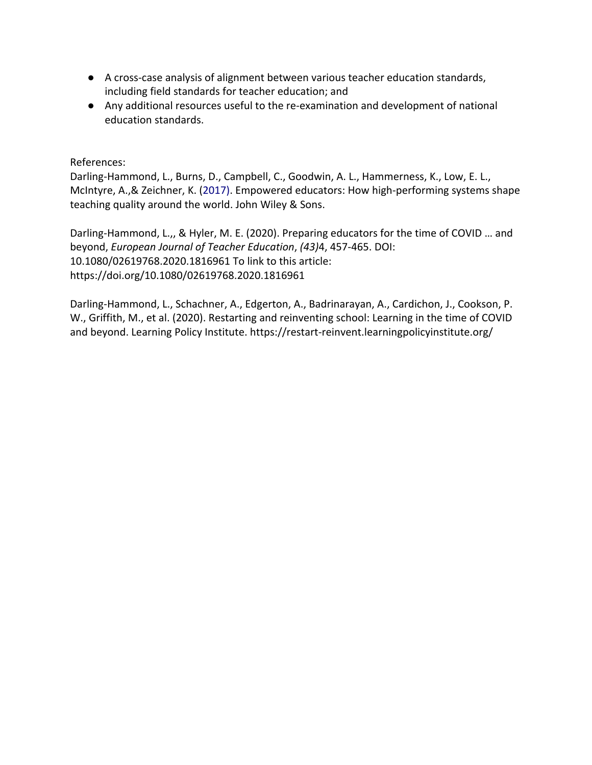- A cross-case analysis of alignment between various teacher education standards, including field standards for teacher education; and
- Any additional resources useful to the re-examination and development of national education standards.

References:

Darling-Hammond, L., Burns, D., Campbell, C., Goodwin, A. L., Hammerness, K., Low, E. L., McIntyre, A.,& Zeichner, K. (2017). Empowered educators: How high-performing systems shape teaching quality around the world. John Wiley & Sons.

Darling-Hammond, L.,, & Hyler, M. E. (2020). Preparing educators for the time of COVID … and beyond, *European Journal of Teacher Education*, *(43)*4, 457-465. DOI: 10.1080/02619768.2020.1816961 To link to this article: https://doi.org/10.1080/02619768.2020.1816961

Darling-Hammond, L., Schachner, A., Edgerton, A., Badrinarayan, A., Cardichon, J., Cookson, P. W., Griffith, M., et al. (2020). Restarting and reinventing school: Learning in the time of COVID and beyond. Learning Policy Institute. https://restart-reinvent.learningpolicyinstitute.org/